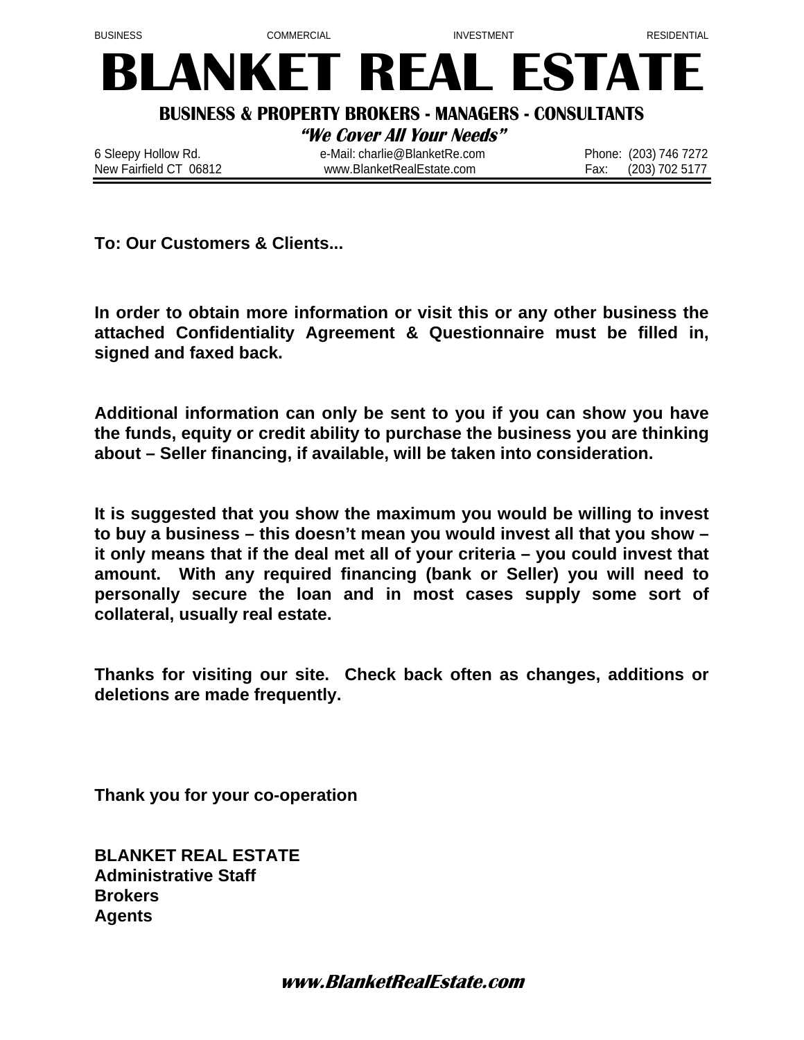BUSINESS COMMERCIAL INVESTMENT RESIDENTIAL

# BLANKET REAL ESTATE

**BUSINESS & PROPERTY BROKERS - MANAGERS - CONSULTANTS**

***"We Cover All Your Needs"***

6 Sleepy Hollow Rd.
New Fairfield CT 06812

e-Mail: charlie@BlanketRe.com
www.BlanketRealEstate.com

Phone: (203) 746 7272
Fax: (203) 702 5177

---

**To: Our Customers & Clients...**

**In order to obtain more information or visit this or any other business the attached Confidentiality Agreement & Questionnaire must be filled in, signed and faxed back.**

**Additional information can only be sent to you if you can show you have the funds, equity or credit ability to purchase the business you are thinking about – Seller financing, if available, will be taken into consideration.**

**It is suggested that you show the maximum you would be willing to invest to buy a business – this doesn't mean you would invest all that you show – it only means that if the deal met all of your criteria – you could invest that amount. With any required financing (bank or Seller) you will need to personally secure the loan and in most cases supply some sort of collateral, usually real estate.**

**Thanks for visiting our site. Check back often as changes, additions or deletions are made frequently.**

**Thank you for your co-operation**

**BLANKET REAL ESTATE**
**Administrative Staff**
**Brokers**
**Agents**

***www.BlanketRealEstate.com***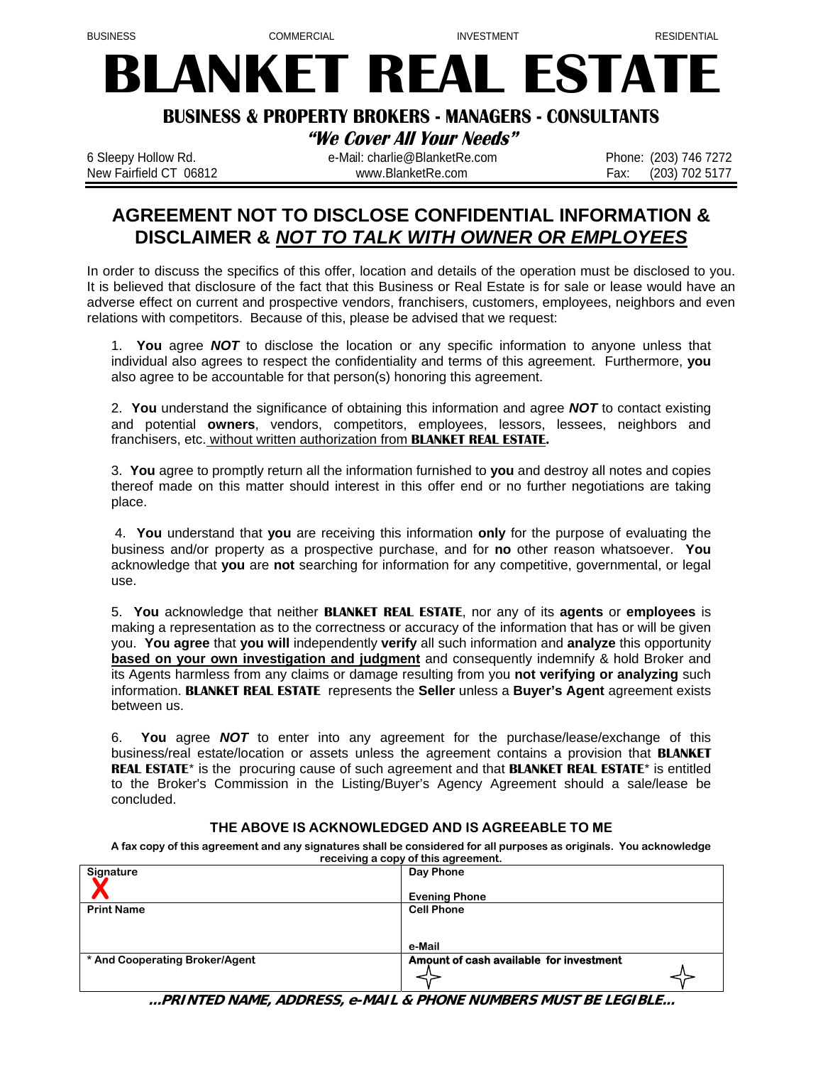BUSINESS COMMERCIAL INVESTMENT RESIDENTIAL

# BLANKET REAL ESTATE

## BUSINESS & PROPERTY BROKERS - MANAGERS - CONSULTANTS

***"We Cover All Your Needs"***

6 Sleepy Hollow Rd.
New Fairfield CT 06812

e-Mail: charlie@BlanketRe.com
www.BlanketRe.com

Phone: (203) 746 7272
Fax: (203) 702 5177

## AGREEMENT NOT TO DISCLOSE CONFIDENTIAL INFORMATION & DISCLAIMER & *NOT TO TALK WITH OWNER OR EMPLOYEES*

In order to discuss the specifics of this offer, location and details of the operation must be disclosed to you. It is believed that disclosure of the fact that this Business or Real Estate is for sale or lease would have an adverse effect on current and prospective vendors, franchisers, customers, employees, neighbors and even relations with competitors. Because of this, please be advised that we request:

1. **You** agree ***NOT*** to disclose the location or any specific information to anyone unless that individual also agrees to respect the confidentiality and terms of this agreement. Furthermore, **you** also agree to be accountable for that person(s) honoring this agreement.

2. **You** understand the significance of obtaining this information and agree ***NOT*** to contact existing and potential **owners**, vendors, competitors, employees, lessors, lessees, neighbors and franchisers, etc. without written authorization from **BLANKET REAL ESTATE.**

3. **You** agree to promptly return all the information furnished to **you** and destroy all notes and copies thereof made on this matter should interest in this offer end or no further negotiations are taking place.

4. **You** understand that **you** are receiving this information **only** for the purpose of evaluating the business and/or property as a prospective purchase, and for **no** other reason whatsoever. **You** acknowledge that **you** are **not** searching for information for any competitive, governmental, or legal use.

5. **You** acknowledge that neither **BLANKET REAL ESTATE**, nor any of its **agents** or **employees** is making a representation as to the correctness or accuracy of the information that has or will be given you. **You agree** that **you will** independently **verify** all such information and **analyze** this opportunity **based on your own investigation and judgment** and consequently indemnify & hold Broker and its Agents harmless from any claims or damage resulting from you **not verifying or analyzing** such information. **BLANKET REAL ESTATE** represents the **Seller** unless a **Buyer's Agent** agreement exists between us.

6. **You** agree ***NOT*** to enter into any agreement for the purchase/lease/exchange of this business/real estate/location or assets unless the agreement contains a provision that **BLANKET REAL ESTATE**\* is the procuring cause of such agreement and that **BLANKET REAL ESTATE**\* is entitled to the Broker's Commission in the Listing/Buyer's Agency Agreement should a sale/lease be concluded.

### THE ABOVE IS ACKNOWLEDGED AND IS AGREEABLE TO ME

**A fax copy of this agreement and any signatures shall be considered for all purposes as originals. You acknowledge receiving a copy of this agreement.**

| | |
|---|---|
| **Signature** X | **Day Phone** / **Evening Phone** |
| **Print Name** | **Cell Phone** / **e-Mail** |
| **\* And Cooperating Broker/Agent** | **Amount of cash available for investment** |

***...PRINTED NAME, ADDRESS, e-MAIL & PHONE NUMBERS MUST BE LEGIBLE...***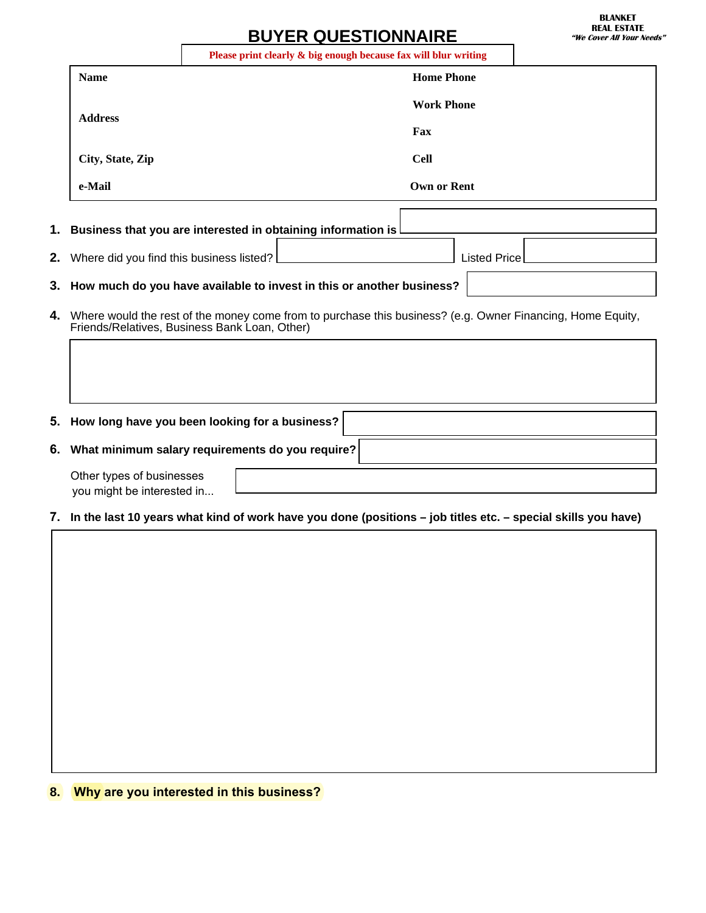BLANKET
REAL ESTATE
*"We Cover All Your Needs"*

# BUYER QUESTIONNAIRE

**Please print clearly & big enough because fax will blur writing**

| | |
|---|---|
| **Name** | **Home Phone** |
| **Address** | **Work Phone** |
| | **Fax** |
| **City, State, Zip** | **Cell** |
| **e-Mail** | **Own or Rent** |

1. **Business that you are interested in obtaining information is**
2. Where did you find this business listed? Listed Price
3. **How much do you have available to invest in this or another business?**
4. Where would the rest of the money come from to purchase this business? (e.g. Owner Financing, Home Equity, Friends/Relatives, Business Bank Loan, Other)
5. **How long have you been looking for a business?**
6. **What minimum salary requirements do you require?**

   Other types of businesses you might be interested in...

7. **In the last 10 years what kind of work have you done (positions – job titles etc. – special skills you have)**
8. **Why are you interested in this business?**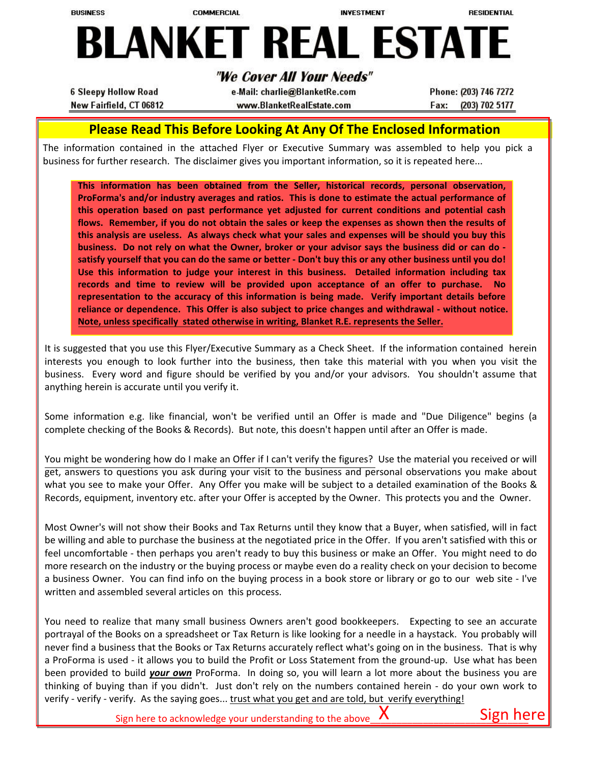BUSINESS COMMERCIAL INVESTMENT RESIDENTIAL

# BLANKET REAL ESTATE

*"We Cover All Your Needs"*

6 Sleepy Hollow Road
New Fairfield, CT 06812

e-Mail: charlie@BlanketRe.com
www.BlanketRealEstate.com

Phone: (203) 746 7272
Fax: (203) 702 5177

## Please Read This Before Looking At Any Of The Enclosed Information

The information contained in the attached Flyer or Executive Summary was assembled to help you pick a business for further research. The disclaimer gives you important information, so it is repeated here...

**This information has been obtained from the Seller, historical records, personal observation, ProForma's and/or industry averages and ratios. This is done to estimate the actual performance of this operation based on past performance yet adjusted for current conditions and potential cash flows. Remember, if you do not obtain the sales or keep the expenses as shown then the results of this analysis are useless. As always check what your sales and expenses will be should you buy this business. Do not rely on what the Owner, broker or your advisor says the business did or can do - satisfy yourself that you can do the same or better - Don't buy this or any other business until you do! Use this information to judge your interest in this business. Detailed information including tax records and time to review will be provided upon acceptance of an offer to purchase. No representation to the accuracy of this information is being made. Verify important details before reliance or dependence. This Offer is also subject to price changes and withdrawal - without notice. Note, unless specifically stated otherwise in writing, Blanket R.E. represents the Seller.**

It is suggested that you use this Flyer/Executive Summary as a Check Sheet. If the information contained herein interests you enough to look further into the business, then take this material with you when you visit the business. Every word and figure should be verified by you and/or your advisors. You shouldn't assume that anything herein is accurate until you verify it.

Some information e.g. like financial, won't be verified until an Offer is made and "Due Diligence" begins (a complete checking of the Books & Records). But note, this doesn't happen until after an Offer is made.

You might be wondering how do I make an Offer if I can't verify the figures? Use the material you received or will get, answers to questions you ask during your visit to the business and personal observations you make about what you see to make your Offer. Any Offer you make will be subject to a detailed examination of the Books & Records, equipment, inventory etc. after your Offer is accepted by the Owner. This protects you and the Owner.

Most Owner's will not show their Books and Tax Returns until they know that a Buyer, when satisfied, will in fact be willing and able to purchase the business at the negotiated price in the Offer. If you aren't satisfied with this or feel uncomfortable - then perhaps you aren't ready to buy this business or make an Offer. You might need to do more research on the industry or the buying process or maybe even do a reality check on your decision to become a business Owner. You can find info on the buying process in a book store or library or go to our web site - I've written and assembled several articles on this process.

You need to realize that many small business Owners aren't good bookkeepers. Expecting to see an accurate portrayal of the Books on a spreadsheet or Tax Return is like looking for a needle in a haystack. You probably will never find a business that the Books or Tax Returns accurately reflect what's going on in the business. That is why a ProForma is used - it allows you to build the Profit or Loss Statement from the ground-up. Use what has been been provided to build ***your own*** ProForma. In doing so, you will learn a lot more about the business you are thinking of buying than if you didn't. Just don't rely on the numbers contained herein - do your own work to verify - verify - verify. As the saying goes... trust what you get and are told, but verify everything!

Sign here to acknowledge your understanding to the above X________________ Sign here